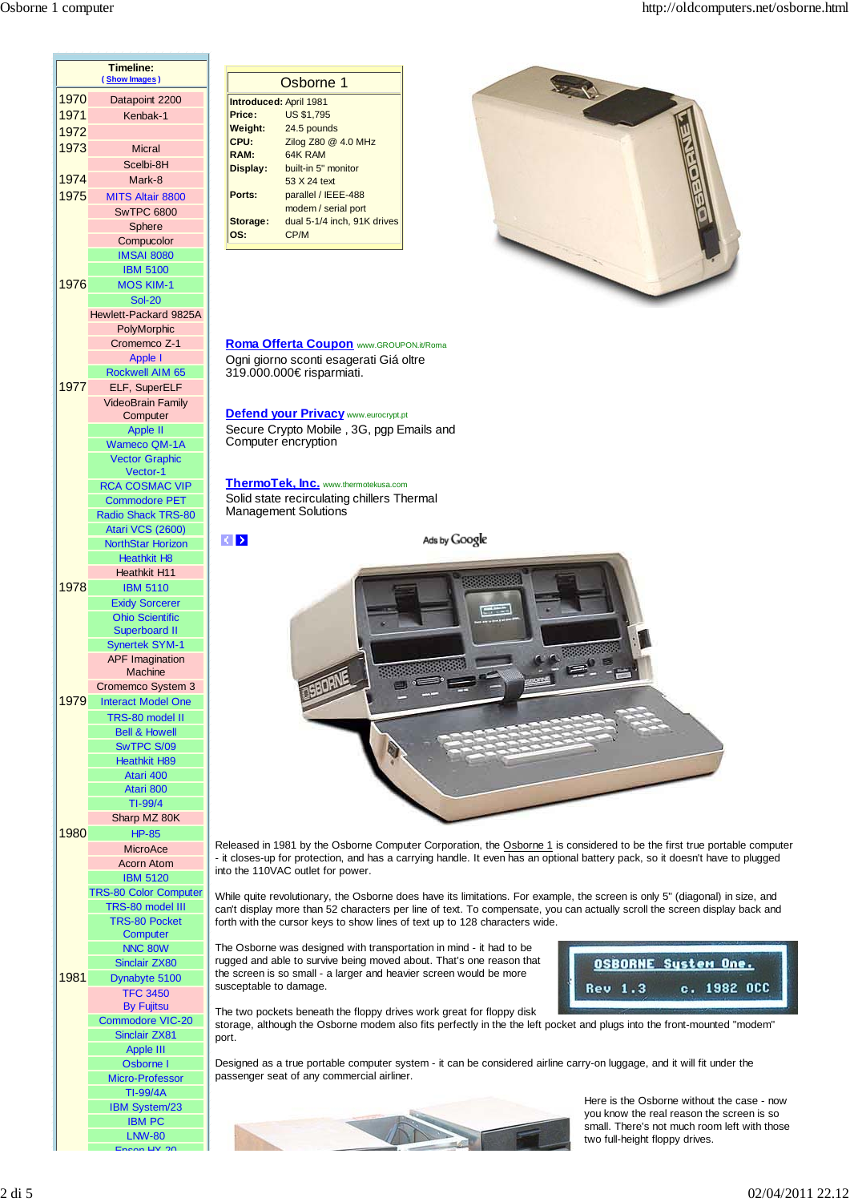**Timeline:**
( Show Images )

| Year | Computer |
|---|---|
| 1970 | Datapoint 2200 |
| 1971 | Kenbak-1 |
| 1972 | |
| 1973 | Micral |
| | Scelbi-8H |
| 1974 | Mark-8 |
| 1975 | MITS Altair 8800 |
| | SwTPC 6800 |
| | Sphere |
| | Compucolor |
| | IMSAI 8080 |
| | IBM 5100 |
| 1976 | MOS KIM-1 |
| | Sol-20 |
| | Hewlett-Packard 9825A |
| | PolyMorphic |
| | Cromemco Z-1 |
| | Apple I |
| | Rockwell AIM 65 |
| 1977 | ELF, SuperELF |
| | VideoBrain Family Computer |
| | Apple II |
| | Wameco QM-1A |
| | Vector Graphic Vector-1 |
| | RCA COSMAC VIP |
| | Commodore PET |
| | Radio Shack TRS-80 |
| | Atari VCS (2600) |
| | NorthStar Horizon |
| | Heathkit H8 |
| | Heathkit H11 |
| 1978 | IBM 5110 |
| | Exidy Sorcerer |
| | Ohio Scientific Superboard II |
| | Synertek SYM-1 |
| | APF Imagination Machine |
| | Cromemco System 3 |
| 1979 | Interact Model One |
| | TRS-80 model II |
| | Bell & Howell |
| | SwTPC S/09 |
| | Heathkit H89 |
| | Atari 400 |
| | Atari 800 |
| | TI-99/4 |
| | Sharp MZ 80K |
| 1980 | HP-85 |
| | MicroAce |
| | Acorn Atom |
| | IBM 5120 |
| | TRS-80 Color Computer |
| | TRS-80 model III |
| | TRS-80 Pocket Computer |
| | NNC 80W |
| | Sinclair ZX80 |
| 1981 | Dynabyte 5100 |
| | TFC 3450 By Fujitsu |
| | Commodore VIC-20 |
| | Sinclair ZX81 |
| | Apple III |
| | Osborne I |
| | Micro-Professor |
| | TI-99/4A |
| | IBM System/23 |
| | IBM PC |
| | LNW-80 |
| | Epson HX-20 |

## Osborne 1

| | |
|---|---|
| **Introduced:** | April 1981 |
| **Price:** | US $1,795 |
| **Weight:** | 24.5 pounds |
| **CPU:** | Zilog Z80 @ 4.0 MHz |
| **RAM:** | 64K RAM |
| **Display:** | built-in 5" monitor<br>53 X 24 text |
| **Ports:** | parallel / IEEE-488<br>modem / serial port |
| **Storage:** | dual 5-1/4 inch, 91K drives |
| **OS:** | CP/M |

**Roma Offerta Coupon** www.GROUPON.it/Roma
Ogni giorno sconti esagerati Giá oltre 319.000.000€ risparmiati.

**Defend your Privacy** www.eurocrypt.pt
Secure Crypto Mobile , 3G, pgp Emails and Computer encryption

**ThermoTek, Inc.** www.thermotekusa.com
Solid state recirculating chillers Thermal Management Solutions

Ads by Google

Released in 1981 by the Osborne Computer Corporation, the Osborne 1 is considered to be the first true portable computer - it closes-up for protection, and has a carrying handle. It even has an optional battery pack, so it doesn't have to plugged into the 110VAC outlet for power.

While quite revolutionary, the Osborne does have its limitations. For example, the screen is only 5" (diagonal) in size, and can't display more than 52 characters per line of text. To compensate, you can actually scroll the screen display back and forth with the cursor keys to show lines of text up to 128 characters wide.

The Osborne was designed with transportation in mind - it had to be rugged and able to survive being moved about. That's one reason that the screen is so small - a larger and heavier screen would be more susceptible to damage.

OSBORNE System One.
Rev 1.3 c. 1982 OCC

The two pockets beneath the floppy drives work great for floppy disk storage, although the Osborne modem also fits perfectly in the left pocket and plugs into the front-mounted "modem" port.

Designed as a true portable computer system - it can be considered airline carry-on luggage, and it will fit under the passenger seat of any commercial airliner.

Here is the Osborne without the case - now you know the real reason the screen is so small. There's not much room left with those two full-height floppy drives.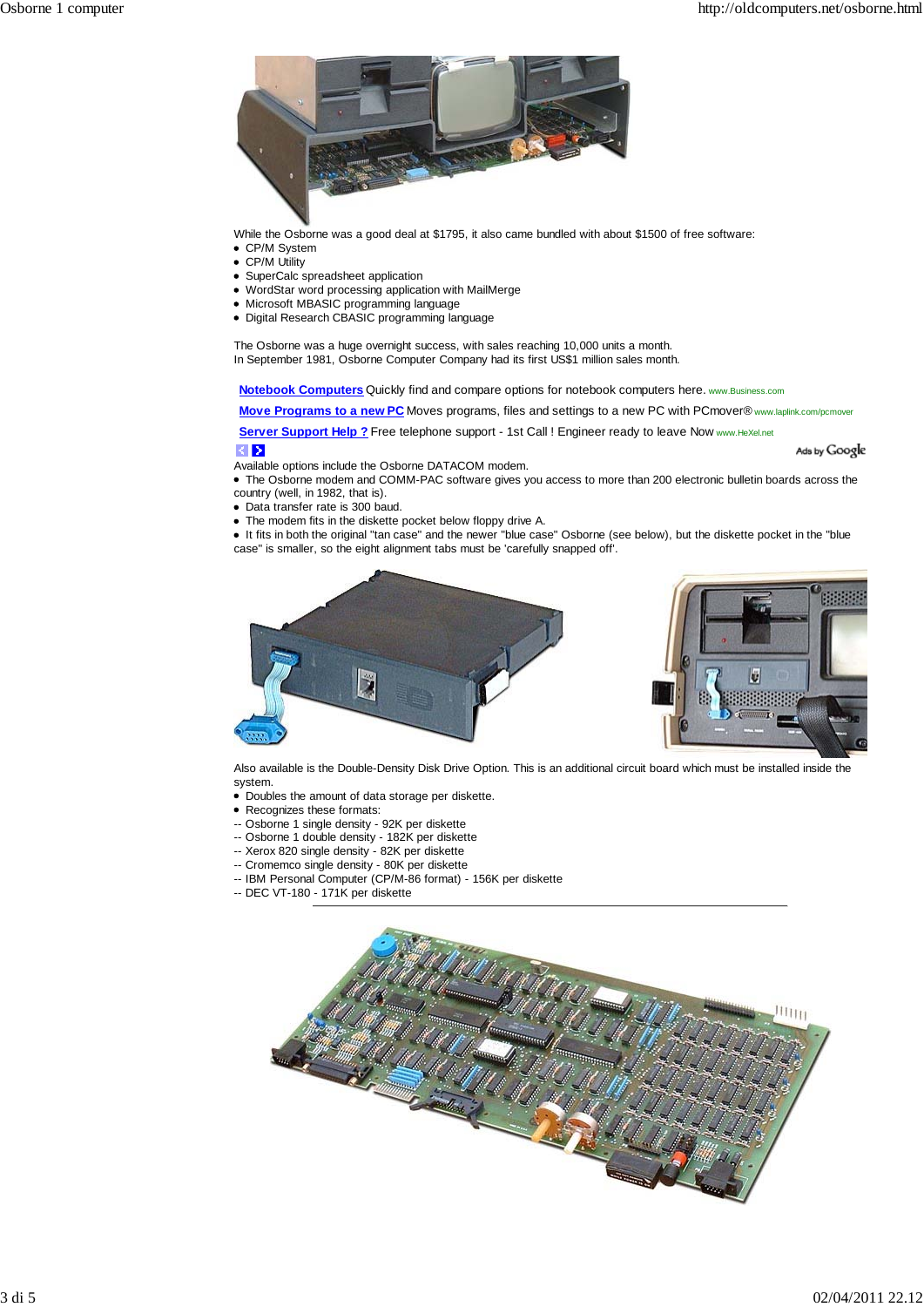While the Osborne was a good deal at $1795, it also came bundled with about $1500 of free software:

- CP/M System
- CP/M Utility
- SuperCalc spreadsheet application
- WordStar word processing application with MailMerge
- Microsoft MBASIC programming language
- Digital Research CBASIC programming language

The Osborne was a huge overnight success, with sales reaching 10,000 units a month.
In September 1981, Osborne Computer Company had its first US$1 million sales month.

**Notebook Computers** Quickly find and compare options for notebook computers here. www.Business.com

**Move Programs to a new PC** Moves programs, files and settings to a new PC with PCmover® www.laplink.com/pcmover

**Server Support Help ?** Free telephone support - 1st Call ! Engineer ready to leave Now www.HeXel.net

Ads by Google

Available options include the Osborne DATACOM modem.

- The Osborne modem and COMM-PAC software gives you access to more than 200 electronic bulletin boards across the country (well, in 1982, that is).
- Data transfer rate is 300 baud.
- The modem fits in the diskette pocket below floppy drive A.
- It fits in both the original "tan case" and the newer "blue case" Osborne (see below), but the diskette pocket in the "blue case" is smaller, so the eight alignment tabs must be 'carefully snapped off'.

Also available is the Double-Density Disk Drive Option. This is an additional circuit board which must be installed inside the system.

- Doubles the amount of data storage per diskette.
- Recognizes these formats:

-- Osborne 1 single density - 92K per diskette
-- Osborne 1 double density - 182K per diskette
-- Xerox 820 single density - 82K per diskette
-- Cromemco single density - 80K per diskette
-- IBM Personal Computer (CP/M-86 format) - 156K per diskette
-- DEC VT-180 - 171K per diskette

---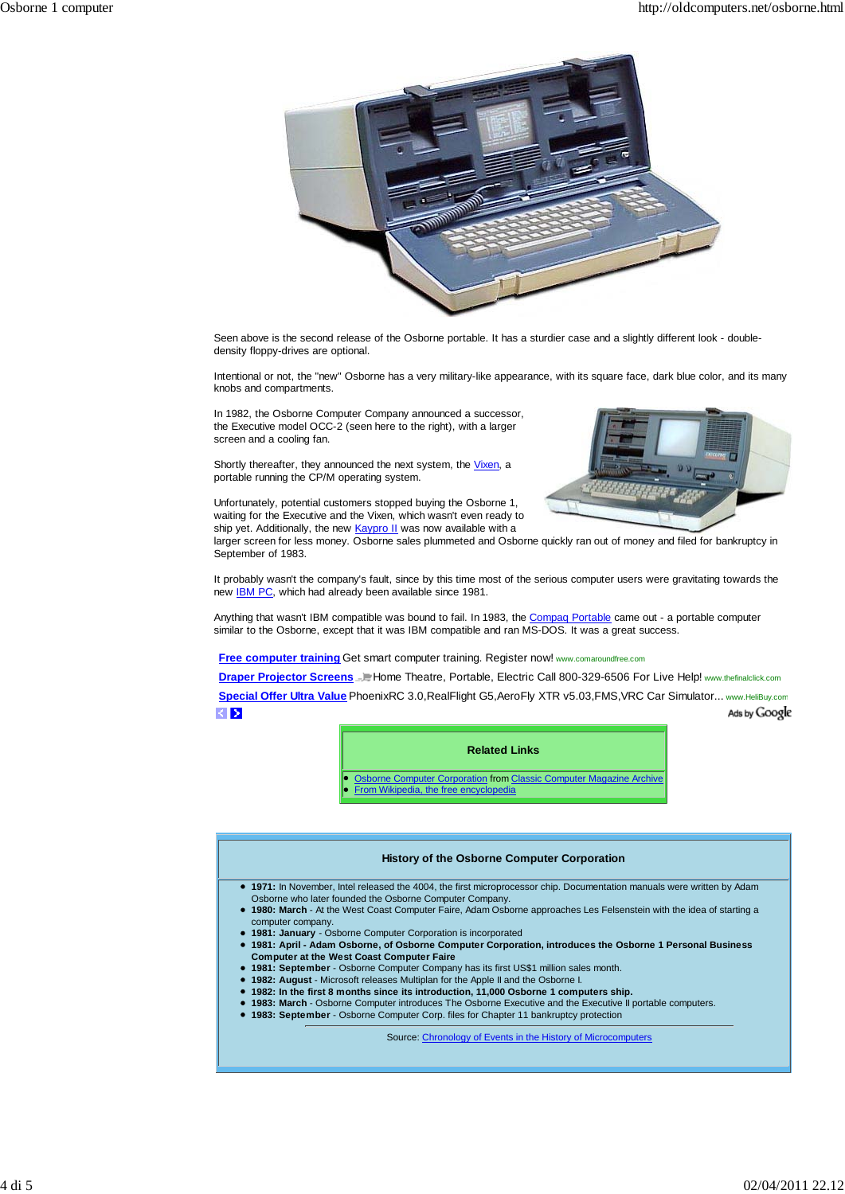Seen above is the second release of the Osborne portable. It has a sturdier case and a slightly different look - double-density floppy-drives are optional.

Intentional or not, the "new" Osborne has a very military-like appearance, with its square face, dark blue color, and its many knobs and compartments.

In 1982, the Osborne Computer Company announced a successor, the Executive model OCC-2 (seen here to the right), with a larger screen and a cooling fan.

Shortly thereafter, they announced the next system, the Vixen, a portable running the CP/M operating system.

Unfortunately, potential customers stopped buying the Osborne 1, waiting for the Executive and the Vixen, which wasn't even ready to ship yet. Additionally, the new Kaypro II was now available with a larger screen for less money. Osborne sales plummeted and Osborne quickly ran out of money and filed for bankruptcy in September of 1983.

It probably wasn't the company's fault, since by this time most of the serious computer users were gravitating towards the new IBM PC, which had already been available since 1981.

Anything that wasn't IBM compatible was bound to fail. In 1983, the Compaq Portable came out - a portable computer similar to the Osborne, except that it was IBM compatible and ran MS-DOS. It was a great success.

**Free computer training** Get smart computer training. Register now! www.comaroundfree.com

**Draper Projector Screens** Home Theatre, Portable, Electric Call 800-329-6506 For Live Help! www.thefinalclick.com

**Special Offer Ultra Value** PhoenixRC 3.0,RealFlight G5,AeroFly XTR v5.03,FMS,VRC Car Simulator... www.HeliBuy.com

Ads by Google

**Related Links**

- Osborne Computer Corporation from Classic Computer Magazine Archive
- From Wikipedia, the free encyclopedia

**History of the Osborne Computer Corporation**

- **1971:** In November, Intel released the 4004, the first microprocessor chip. Documentation manuals were written by Adam Osborne who later founded the Osborne Computer Company.
- **1980: March** - At the West Coast Computer Faire, Adam Osborne approaches Les Felsenstein with the idea of starting a computer company.
- **1981: January** - Osborne Computer Corporation is incorporated
- **1981: April - Adam Osborne, of Osborne Computer Corporation, introduces the Osborne 1 Personal Business Computer at the West Coast Computer Faire**
- **1981: September** - Osborne Computer Company has its first US$1 million sales month.
- **1982: August** - Microsoft releases Multiplan for the Apple II and the Osborne I.
- **1982: In the first 8 months since its introduction, 11,000 Osborne 1 computers ship.**
- **1983: March** - Osborne Computer introduces The Osborne Executive and the Executive II portable computers.
- **1983: September** - Osborne Computer Corp. files for Chapter 11 bankruptcy protection

Source: Chronology of Events in the History of Microcomputers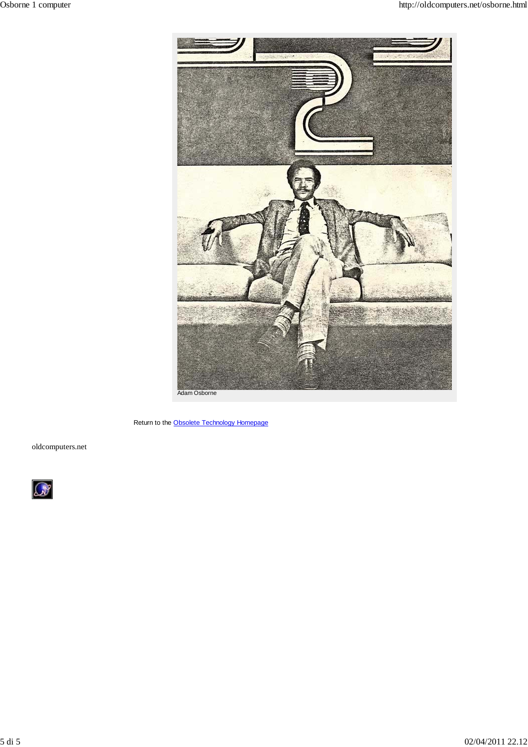Adam Osborne

Return to the Obsolete Technology Homepage

oldcomputers.net